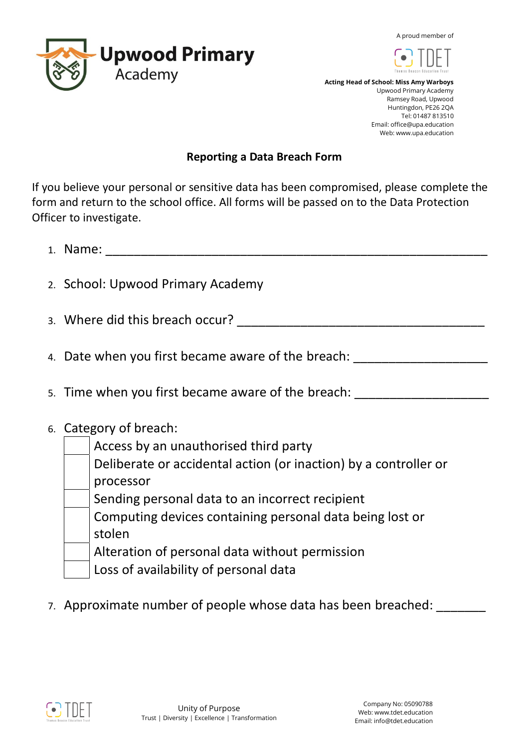# Upwood Primary Academy

A proud member of TDET

**Acting Head of School: Miss Amy Warboys**
Upwood Primary Academy
Ramsey Road, Upwood
Huntingdon, PE26 2QA
Tel: 01487 813510
Email: office@upa.education
Web: www.upa.education

## Reporting a Data Breach Form

If you believe your personal or sensitive data has been compromised, please complete the form and return to the school office. All forms will be passed on to the Data Protection Officer to investigate.

1. Name: ______________________________________________________
2. School: Upwood Primary Academy
3. Where did this breach occur? ___________________________________
4. Date when you first became aware of the breach: __________________
5. Time when you first became aware of the breach: __________________
6. Category of breach:
   - [ ] Access by an unauthorised third party
   - [ ] Deliberate or accidental action (or inaction) by a controller or processor
   - [ ] Sending personal data to an incorrect recipient
   - [ ] Computing devices containing personal data being lost or stolen
   - [ ] Alteration of personal data without permission
   - [ ] Loss of availability of personal data
7. Approximate number of people whose data has been breached: _______

Unity of Purpose
Trust | Diversity | Excellence | Transformation

Company No: 05090788
Web: www.tdet.education
Email: info@tdet.education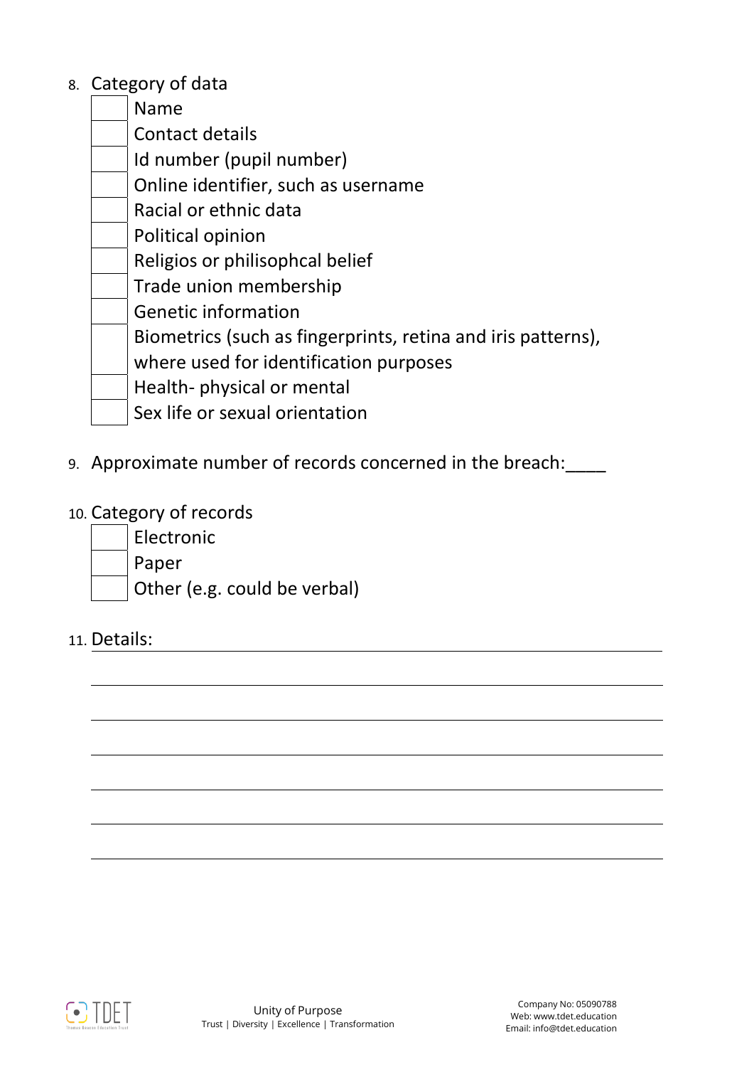8. Category of data

   - [ ] Name
   - [ ] Contact details
   - [ ] Id number (pupil number)
   - [ ] Online identifier, such as username
   - [ ] Racial or ethnic data
   - [ ] Political opinion
   - [ ] Religios or philisophcal belief
   - [ ] Trade union membership
   - [ ] Genetic information
   - [ ] Biometrics (such as fingerprints, retina and iris patterns), where used for identification purposes
   - [ ] Health- physical or mental
   - [ ] Sex life or sexual orientation

9. Approximate number of records concerned in the breach:____

10. Category of records

    - [ ] Electronic
    - [ ] Paper
    - [ ] Other (e.g. could be verbal)

11. Details: ________________________________________________

    ________________________________________________

    ________________________________________________

    ________________________________________________

    ________________________________________________

    ________________________________________________

    ________________________________________________